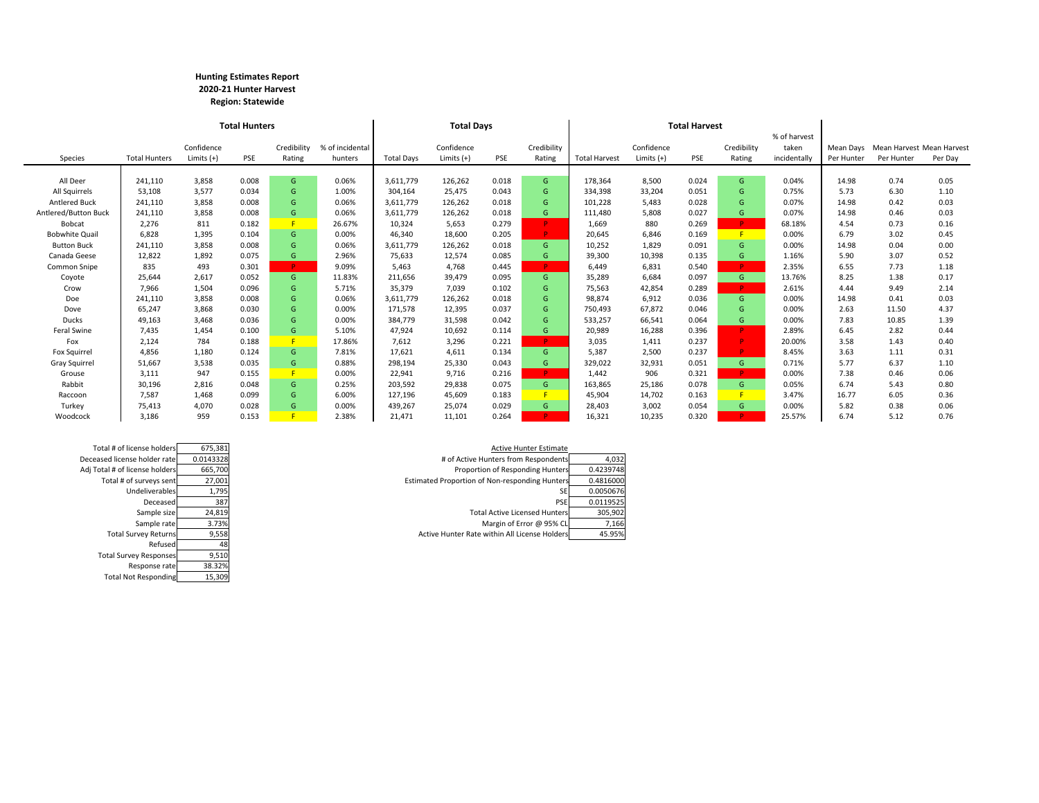**Hunting Estimates Report**
**2020-21 Hunter Harvest**
**Region: Statewide**

| | Total Hunters | | | | | Total Days | | | | Total Harvest | | | | | | | |
|---|---|---|---|---|---|---|---|---|---|---|---|---|---|---|---|---|---|
| Species | Total Hunters | Confidence Limits (+) | PSE | Credibility Rating | % of incidental hunters | Total Days | Confidence Limits (+) | PSE | Credibility Rating | Total Harvest | Confidence Limits (+) | PSE | Credibility Rating | % of harvest taken incidentally | Mean Days Per Hunter | Mean Harvest Per Hunter | Mean Harvest Per Day |
| All Deer | 241,110 | 3,858 | 0.008 | G | 0.06% | 3,611,779 | 126,262 | 0.018 | G | 178,364 | 8,500 | 0.024 | G | 0.04% | 14.98 | 0.74 | 0.05 |
| All Squirrels | 53,108 | 3,577 | 0.034 | G | 1.00% | 304,164 | 25,475 | 0.043 | G | 334,398 | 33,204 | 0.051 | G | 0.75% | 5.73 | 6.30 | 1.10 |
| Antlered Buck | 241,110 | 3,858 | 0.008 | G | 0.06% | 3,611,779 | 126,262 | 0.018 | G | 101,228 | 5,483 | 0.028 | G | 0.07% | 14.98 | 0.42 | 0.03 |
| Antlered/Button Buck | 241,110 | 3,858 | 0.008 | G | 0.06% | 3,611,779 | 126,262 | 0.018 | G | 111,480 | 5,808 | 0.027 | G | 0.07% | 14.98 | 0.46 | 0.03 |
| Bobcat | 2,276 | 811 | 0.182 | F | 26.67% | 10,324 | 5,653 | 0.279 | P | 1,669 | 880 | 0.269 | P | 68.18% | 4.54 | 0.73 | 0.16 |
| Bobwhite Quail | 6,828 | 1,395 | 0.104 | G | 0.00% | 46,340 | 18,600 | 0.205 | P | 20,645 | 6,846 | 0.169 | F | 0.00% | 6.79 | 3.02 | 0.45 |
| Button Buck | 241,110 | 3,858 | 0.008 | G | 0.06% | 3,611,779 | 126,262 | 0.018 | G | 10,252 | 1,829 | 0.091 | G | 0.00% | 14.98 | 0.04 | 0.00 |
| Canada Geese | 12,822 | 1,892 | 0.075 | G | 2.96% | 75,633 | 12,574 | 0.085 | G | 39,300 | 10,398 | 0.135 | G | 1.16% | 5.90 | 3.07 | 0.52 |
| Common Snipe | 835 | 493 | 0.301 | P | 9.09% | 5,463 | 4,768 | 0.445 | P | 6,449 | 6,831 | 0.540 | P | 2.35% | 6.55 | 7.73 | 1.18 |
| Coyote | 25,644 | 2,617 | 0.052 | G | 11.83% | 211,656 | 39,479 | 0.095 | G | 35,289 | 6,684 | 0.097 | G | 13.76% | 8.25 | 1.38 | 0.17 |
| Crow | 7,966 | 1,504 | 0.096 | G | 5.71% | 35,379 | 7,039 | 0.102 | G | 75,563 | 42,854 | 0.289 | P | 2.61% | 4.44 | 9.49 | 2.14 |
| Doe | 241,110 | 3,858 | 0.008 | G | 0.06% | 3,611,779 | 126,262 | 0.018 | G | 98,874 | 6,912 | 0.036 | G | 0.00% | 14.98 | 0.41 | 0.03 |
| Dove | 65,247 | 3,868 | 0.030 | G | 0.00% | 171,578 | 12,395 | 0.037 | G | 750,493 | 67,872 | 0.046 | G | 0.00% | 2.63 | 11.50 | 4.37 |
| Ducks | 49,163 | 3,468 | 0.036 | G | 0.00% | 384,779 | 31,598 | 0.042 | G | 533,257 | 66,541 | 0.064 | G | 0.00% | 7.83 | 10.85 | 1.39 |
| Feral Swine | 7,435 | 1,454 | 0.100 | G | 5.10% | 47,924 | 10,692 | 0.114 | G | 20,989 | 16,288 | 0.396 | P | 2.89% | 6.45 | 2.82 | 0.44 |
| Fox | 2,124 | 784 | 0.188 | F | 17.86% | 7,612 | 3,296 | 0.221 | P | 3,035 | 1,411 | 0.237 | P | 20.00% | 3.58 | 1.43 | 0.40 |
| Fox Squirrel | 4,856 | 1,180 | 0.124 | G | 7.81% | 17,621 | 4,611 | 0.134 | G | 5,387 | 2,500 | 0.237 | P | 8.45% | 3.63 | 1.11 | 0.31 |
| Gray Squirrel | 51,667 | 3,538 | 0.035 | G | 0.88% | 298,194 | 25,330 | 0.043 | G | 329,022 | 32,931 | 0.051 | G | 0.71% | 5.77 | 6.37 | 1.10 |
| Grouse | 3,111 | 947 | 0.155 | F | 0.00% | 22,941 | 9,716 | 0.216 | P | 1,442 | 906 | 0.321 | P | 0.00% | 7.38 | 0.46 | 0.06 |
| Rabbit | 30,196 | 2,816 | 0.048 | G | 0.25% | 203,592 | 29,838 | 0.075 | G | 163,865 | 25,186 | 0.078 | G | 0.05% | 6.74 | 5.43 | 0.80 |
| Raccoon | 7,587 | 1,468 | 0.099 | G | 6.00% | 127,196 | 45,609 | 0.183 | F | 45,904 | 14,702 | 0.163 | F | 3.47% | 16.77 | 6.05 | 0.36 |
| Turkey | 75,413 | 4,070 | 0.028 | G | 0.00% | 439,267 | 25,074 | 0.029 | G | 28,403 | 3,002 | 0.054 | G | 0.00% | 5.82 | 0.38 | 0.06 |
| Woodcock | 3,186 | 959 | 0.153 | F | 2.38% | 21,471 | 11,101 | 0.264 | P | 16,321 | 10,235 | 0.320 | P | 25.57% | 6.74 | 5.12 | 0.76 |

| | |
|---|---|
| Total # of license holders | 675,381 |
| Deceased license holder rate | 0.0143328 |
| Adj Total # of license holders | 665,700 |
| Total # of surveys sent | 27,001 |
| Undeliverables | 1,795 |
| Deceased | 387 |
| Sample size | 24,819 |
| Sample rate | 3.73% |
| Total Survey Returns | 9,558 |
| Refused | 48 |
| Total Survey Responses | 9,510 |
| Response rate | 38.32% |
| Total Not Responding | 15,309 |

| Active Hunter Estimate | |
|---|---|
| # of Active Hunters from Respondents | 4,032 |
| Proportion of Responding Hunters | 0.4239748 |
| Estimated Proportion of Non-responding Hunters | 0.4816000 |
| SE | 0.0050676 |
| PSE | 0.0119525 |
| Total Active Licensed Hunters | 305,902 |
| Margin of Error @ 95% CL | 7,166 |
| Active Hunter Rate within All License Holders | 45.95% |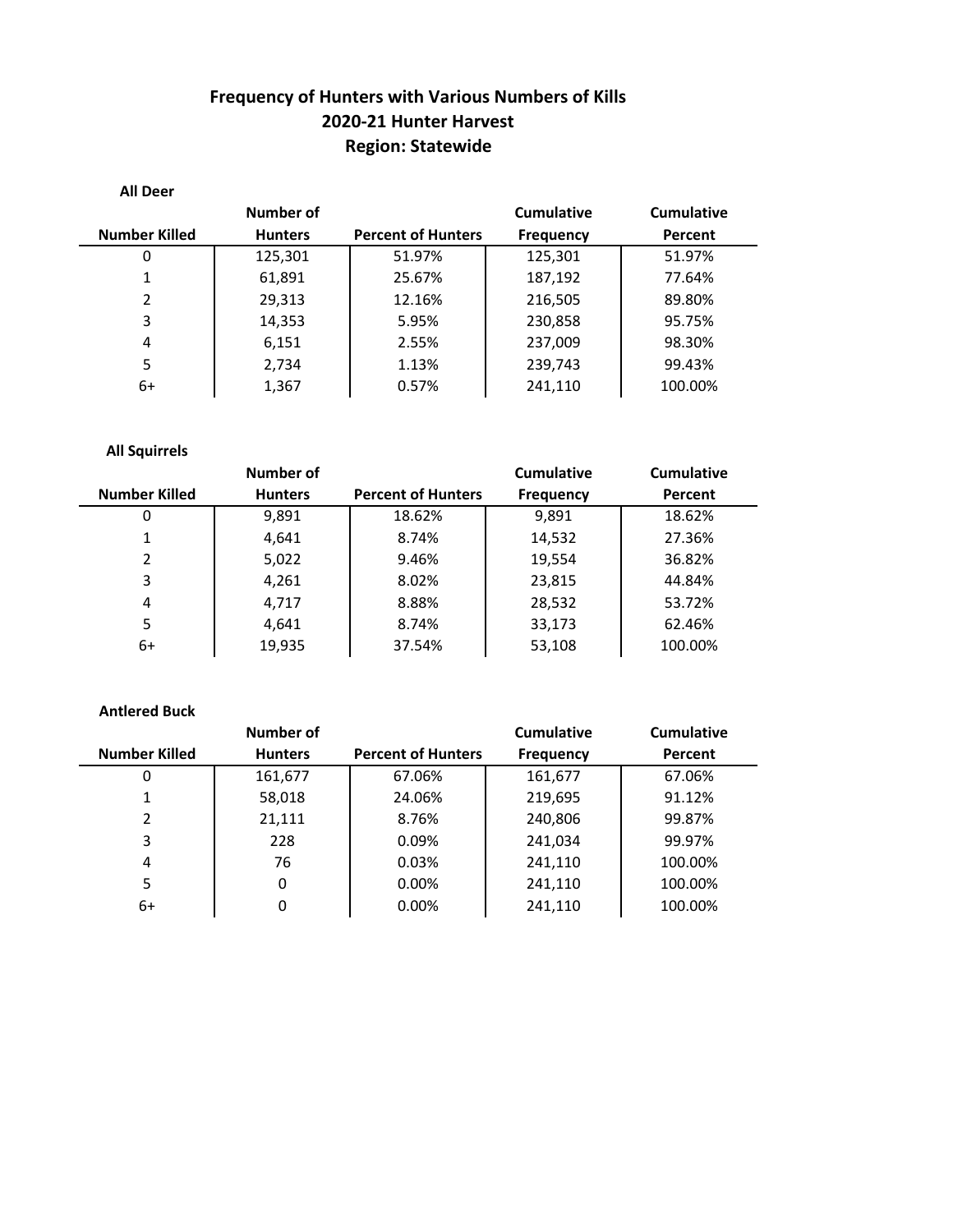# Frequency of Hunters with Various Numbers of Kills
## 2020-21 Hunter Harvest
## Region: Statewide

**All Deer**

| Number Killed | Number of Hunters | Percent of Hunters | Cumulative Frequency | Cumulative Percent |
|---|---|---|---|---|
| 0 | 125,301 | 51.97% | 125,301 | 51.97% |
| 1 | 61,891 | 25.67% | 187,192 | 77.64% |
| 2 | 29,313 | 12.16% | 216,505 | 89.80% |
| 3 | 14,353 | 5.95% | 230,858 | 95.75% |
| 4 | 6,151 | 2.55% | 237,009 | 98.30% |
| 5 | 2,734 | 1.13% | 239,743 | 99.43% |
| 6+ | 1,367 | 0.57% | 241,110 | 100.00% |

**All Squirrels**

| Number Killed | Number of Hunters | Percent of Hunters | Cumulative Frequency | Cumulative Percent |
|---|---|---|---|---|
| 0 | 9,891 | 18.62% | 9,891 | 18.62% |
| 1 | 4,641 | 8.74% | 14,532 | 27.36% |
| 2 | 5,022 | 9.46% | 19,554 | 36.82% |
| 3 | 4,261 | 8.02% | 23,815 | 44.84% |
| 4 | 4,717 | 8.88% | 28,532 | 53.72% |
| 5 | 4,641 | 8.74% | 33,173 | 62.46% |
| 6+ | 19,935 | 37.54% | 53,108 | 100.00% |

**Antlered Buck**

| Number Killed | Number of Hunters | Percent of Hunters | Cumulative Frequency | Cumulative Percent |
|---|---|---|---|---|
| 0 | 161,677 | 67.06% | 161,677 | 67.06% |
| 1 | 58,018 | 24.06% | 219,695 | 91.12% |
| 2 | 21,111 | 8.76% | 240,806 | 99.87% |
| 3 | 228 | 0.09% | 241,034 | 99.97% |
| 4 | 76 | 0.03% | 241,110 | 100.00% |
| 5 | 0 | 0.00% | 241,110 | 100.00% |
| 6+ | 0 | 0.00% | 241,110 | 100.00% |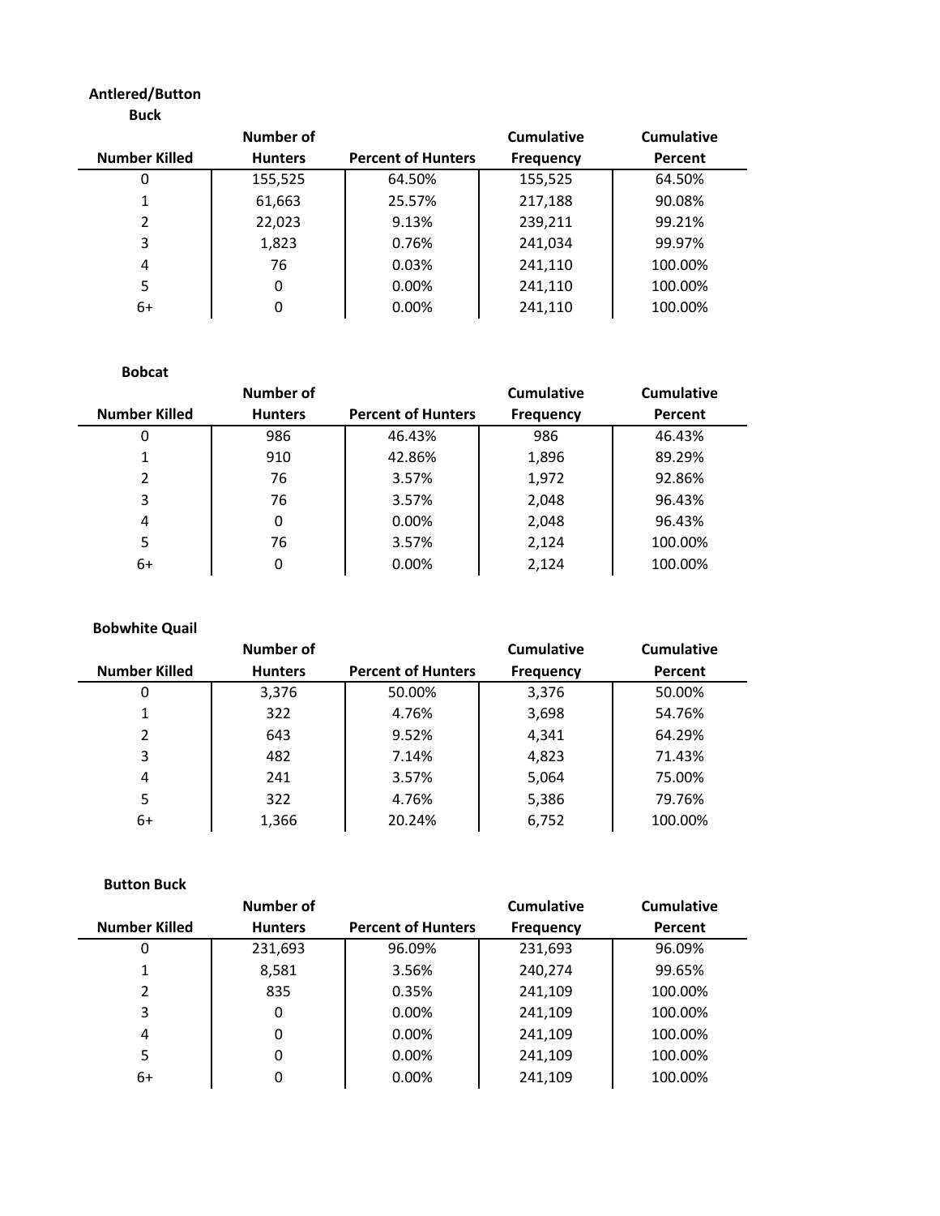**Antlered/Button Buck**

| Number Killed | Number of Hunters | Percent of Hunters | Cumulative Frequency | Cumulative Percent |
|---|---|---|---|---|
| 0 | 155,525 | 64.50% | 155,525 | 64.50% |
| 1 | 61,663 | 25.57% | 217,188 | 90.08% |
| 2 | 22,023 | 9.13% | 239,211 | 99.21% |
| 3 | 1,823 | 0.76% | 241,034 | 99.97% |
| 4 | 76 | 0.03% | 241,110 | 100.00% |
| 5 | 0 | 0.00% | 241,110 | 100.00% |
| 6+ | 0 | 0.00% | 241,110 | 100.00% |

**Bobcat**

| Number Killed | Number of Hunters | Percent of Hunters | Cumulative Frequency | Cumulative Percent |
|---|---|---|---|---|
| 0 | 986 | 46.43% | 986 | 46.43% |
| 1 | 910 | 42.86% | 1,896 | 89.29% |
| 2 | 76 | 3.57% | 1,972 | 92.86% |
| 3 | 76 | 3.57% | 2,048 | 96.43% |
| 4 | 0 | 0.00% | 2,048 | 96.43% |
| 5 | 76 | 3.57% | 2,124 | 100.00% |
| 6+ | 0 | 0.00% | 2,124 | 100.00% |

**Bobwhite Quail**

| Number Killed | Number of Hunters | Percent of Hunters | Cumulative Frequency | Cumulative Percent |
|---|---|---|---|---|
| 0 | 3,376 | 50.00% | 3,376 | 50.00% |
| 1 | 322 | 4.76% | 3,698 | 54.76% |
| 2 | 643 | 9.52% | 4,341 | 64.29% |
| 3 | 482 | 7.14% | 4,823 | 71.43% |
| 4 | 241 | 3.57% | 5,064 | 75.00% |
| 5 | 322 | 4.76% | 5,386 | 79.76% |
| 6+ | 1,366 | 20.24% | 6,752 | 100.00% |

**Button Buck**

| Number Killed | Number of Hunters | Percent of Hunters | Cumulative Frequency | Cumulative Percent |
|---|---|---|---|---|
| 0 | 231,693 | 96.09% | 231,693 | 96.09% |
| 1 | 8,581 | 3.56% | 240,274 | 99.65% |
| 2 | 835 | 0.35% | 241,109 | 100.00% |
| 3 | 0 | 0.00% | 241,109 | 100.00% |
| 4 | 0 | 0.00% | 241,109 | 100.00% |
| 5 | 0 | 0.00% | 241,109 | 100.00% |
| 6+ | 0 | 0.00% | 241,109 | 100.00% |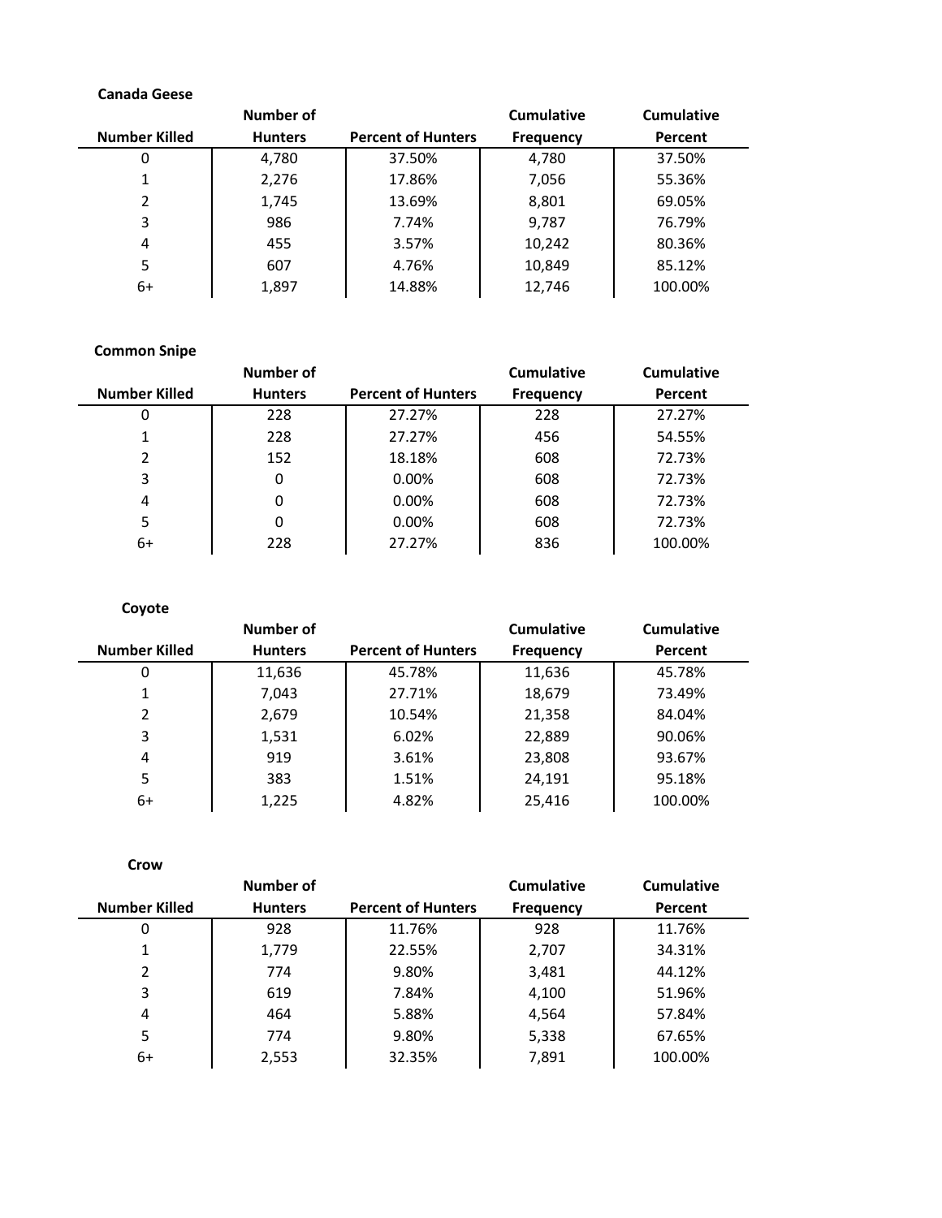**Canada Geese**

| Number Killed | Number of Hunters | Percent of Hunters | Cumulative Frequency | Cumulative Percent |
| --- | --- | --- | --- | --- |
| 0 | 4,780 | 37.50% | 4,780 | 37.50% |
| 1 | 2,276 | 17.86% | 7,056 | 55.36% |
| 2 | 1,745 | 13.69% | 8,801 | 69.05% |
| 3 | 986 | 7.74% | 9,787 | 76.79% |
| 4 | 455 | 3.57% | 10,242 | 80.36% |
| 5 | 607 | 4.76% | 10,849 | 85.12% |
| 6+ | 1,897 | 14.88% | 12,746 | 100.00% |

**Common Snipe**

| Number Killed | Number of Hunters | Percent of Hunters | Cumulative Frequency | Cumulative Percent |
| --- | --- | --- | --- | --- |
| 0 | 228 | 27.27% | 228 | 27.27% |
| 1 | 228 | 27.27% | 456 | 54.55% |
| 2 | 152 | 18.18% | 608 | 72.73% |
| 3 | 0 | 0.00% | 608 | 72.73% |
| 4 | 0 | 0.00% | 608 | 72.73% |
| 5 | 0 | 0.00% | 608 | 72.73% |
| 6+ | 228 | 27.27% | 836 | 100.00% |

**Coyote**

| Number Killed | Number of Hunters | Percent of Hunters | Cumulative Frequency | Cumulative Percent |
| --- | --- | --- | --- | --- |
| 0 | 11,636 | 45.78% | 11,636 | 45.78% |
| 1 | 7,043 | 27.71% | 18,679 | 73.49% |
| 2 | 2,679 | 10.54% | 21,358 | 84.04% |
| 3 | 1,531 | 6.02% | 22,889 | 90.06% |
| 4 | 919 | 3.61% | 23,808 | 93.67% |
| 5 | 383 | 1.51% | 24,191 | 95.18% |
| 6+ | 1,225 | 4.82% | 25,416 | 100.00% |

**Crow**

| Number Killed | Number of Hunters | Percent of Hunters | Cumulative Frequency | Cumulative Percent |
| --- | --- | --- | --- | --- |
| 0 | 928 | 11.76% | 928 | 11.76% |
| 1 | 1,779 | 22.55% | 2,707 | 34.31% |
| 2 | 774 | 9.80% | 3,481 | 44.12% |
| 3 | 619 | 7.84% | 4,100 | 51.96% |
| 4 | 464 | 5.88% | 4,564 | 57.84% |
| 5 | 774 | 9.80% | 5,338 | 67.65% |
| 6+ | 2,553 | 32.35% | 7,891 | 100.00% |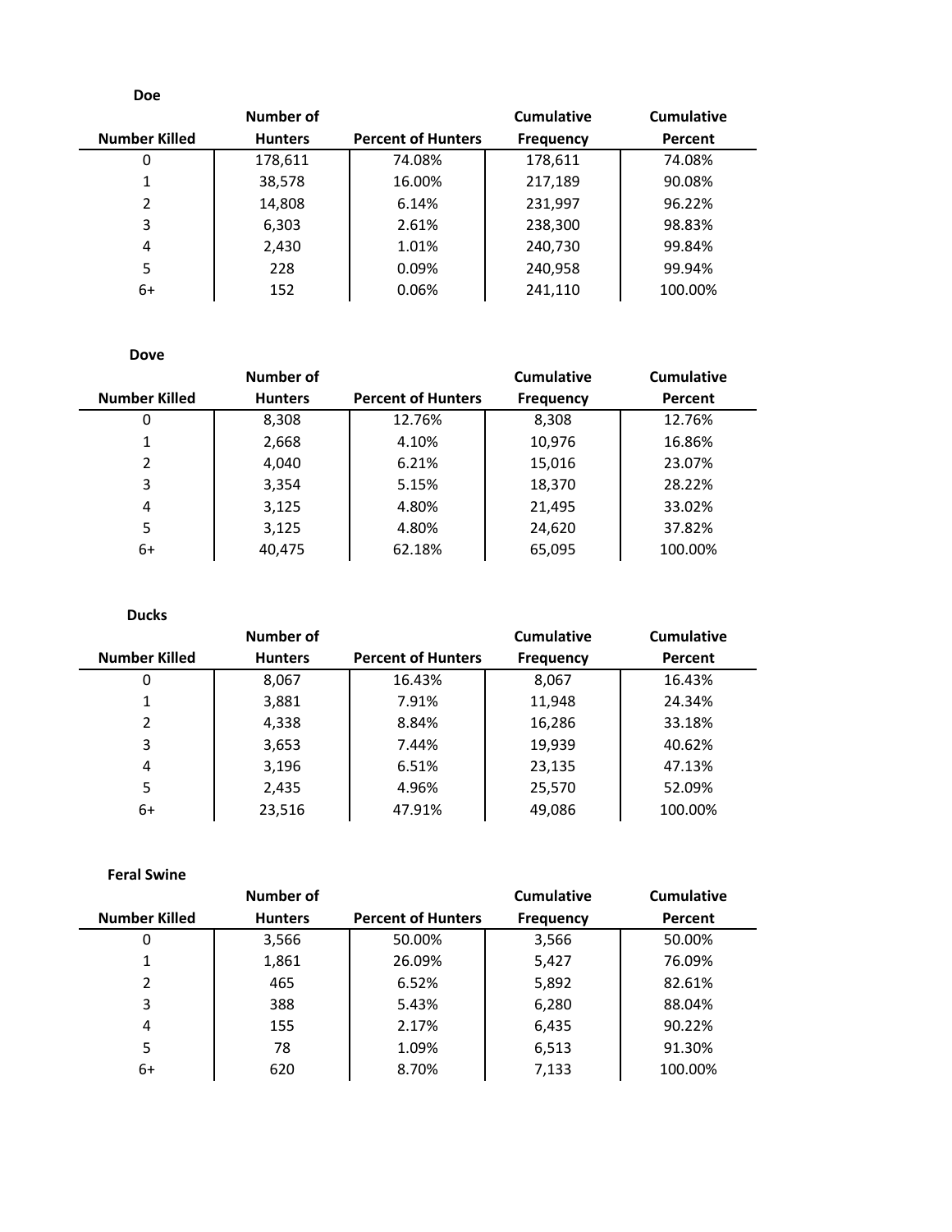**Doe**

| Number Killed | Number of Hunters | Percent of Hunters | Cumulative Frequency | Cumulative Percent |
|---|---|---|---|---|
| 0 | 178,611 | 74.08% | 178,611 | 74.08% |
| 1 | 38,578 | 16.00% | 217,189 | 90.08% |
| 2 | 14,808 | 6.14% | 231,997 | 96.22% |
| 3 | 6,303 | 2.61% | 238,300 | 98.83% |
| 4 | 2,430 | 1.01% | 240,730 | 99.84% |
| 5 | 228 | 0.09% | 240,958 | 99.94% |
| 6+ | 152 | 0.06% | 241,110 | 100.00% |

**Dove**

| Number Killed | Number of Hunters | Percent of Hunters | Cumulative Frequency | Cumulative Percent |
|---|---|---|---|---|
| 0 | 8,308 | 12.76% | 8,308 | 12.76% |
| 1 | 2,668 | 4.10% | 10,976 | 16.86% |
| 2 | 4,040 | 6.21% | 15,016 | 23.07% |
| 3 | 3,354 | 5.15% | 18,370 | 28.22% |
| 4 | 3,125 | 4.80% | 21,495 | 33.02% |
| 5 | 3,125 | 4.80% | 24,620 | 37.82% |
| 6+ | 40,475 | 62.18% | 65,095 | 100.00% |

**Ducks**

| Number Killed | Number of Hunters | Percent of Hunters | Cumulative Frequency | Cumulative Percent |
|---|---|---|---|---|
| 0 | 8,067 | 16.43% | 8,067 | 16.43% |
| 1 | 3,881 | 7.91% | 11,948 | 24.34% |
| 2 | 4,338 | 8.84% | 16,286 | 33.18% |
| 3 | 3,653 | 7.44% | 19,939 | 40.62% |
| 4 | 3,196 | 6.51% | 23,135 | 47.13% |
| 5 | 2,435 | 4.96% | 25,570 | 52.09% |
| 6+ | 23,516 | 47.91% | 49,086 | 100.00% |

**Feral Swine**

| Number Killed | Number of Hunters | Percent of Hunters | Cumulative Frequency | Cumulative Percent |
|---|---|---|---|---|
| 0 | 3,566 | 50.00% | 3,566 | 50.00% |
| 1 | 1,861 | 26.09% | 5,427 | 76.09% |
| 2 | 465 | 6.52% | 5,892 | 82.61% |
| 3 | 388 | 5.43% | 6,280 | 88.04% |
| 4 | 155 | 2.17% | 6,435 | 90.22% |
| 5 | 78 | 1.09% | 6,513 | 91.30% |
| 6+ | 620 | 8.70% | 7,133 | 100.00% |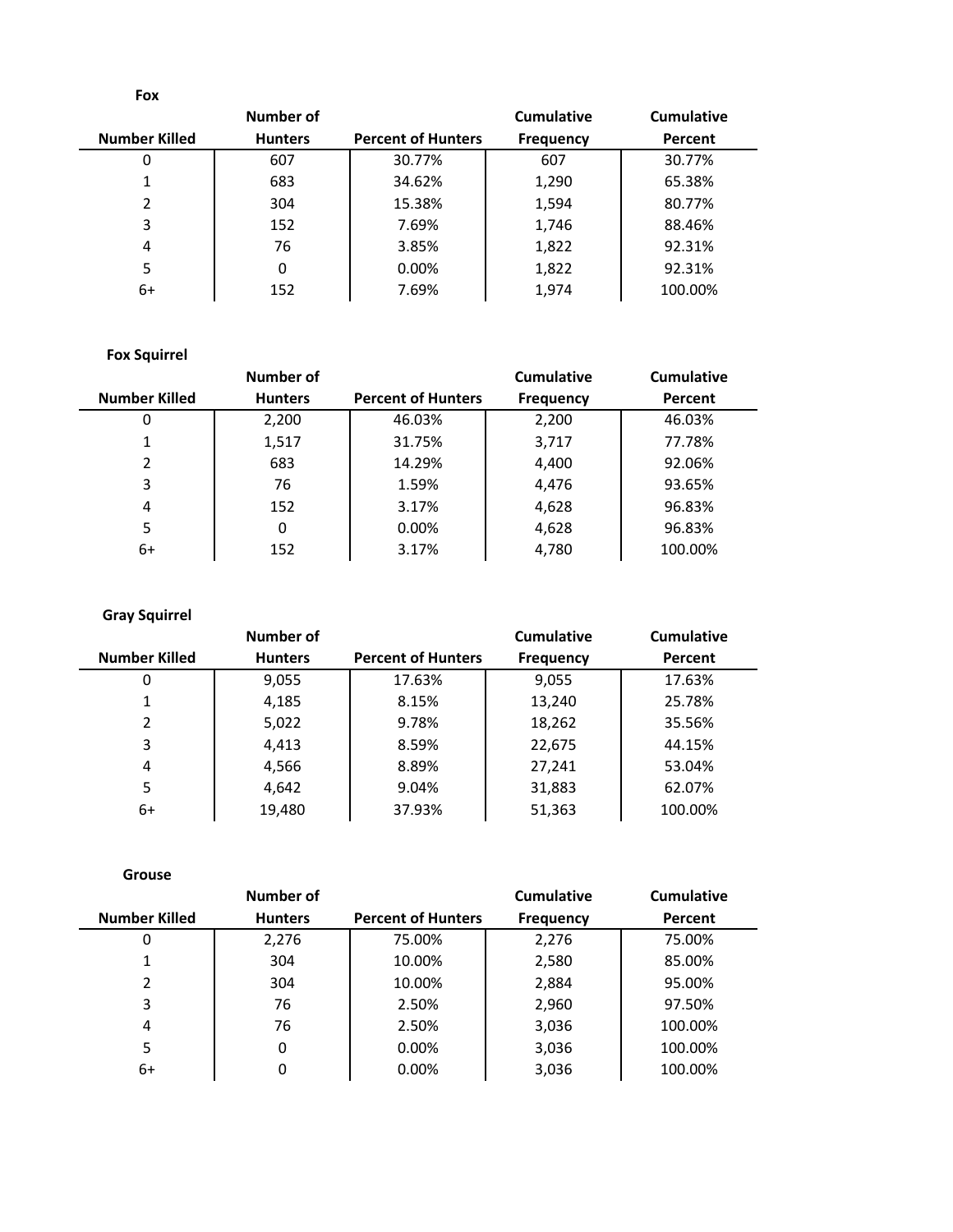**Fox**

| Number Killed | Number of Hunters | Percent of Hunters | Cumulative Frequency | Cumulative Percent |
|---|---|---|---|---|
| 0 | 607 | 30.77% | 607 | 30.77% |
| 1 | 683 | 34.62% | 1,290 | 65.38% |
| 2 | 304 | 15.38% | 1,594 | 80.77% |
| 3 | 152 | 7.69% | 1,746 | 88.46% |
| 4 | 76 | 3.85% | 1,822 | 92.31% |
| 5 | 0 | 0.00% | 1,822 | 92.31% |
| 6+ | 152 | 7.69% | 1,974 | 100.00% |

**Fox Squirrel**

| Number Killed | Number of Hunters | Percent of Hunters | Cumulative Frequency | Cumulative Percent |
|---|---|---|---|---|
| 0 | 2,200 | 46.03% | 2,200 | 46.03% |
| 1 | 1,517 | 31.75% | 3,717 | 77.78% |
| 2 | 683 | 14.29% | 4,400 | 92.06% |
| 3 | 76 | 1.59% | 4,476 | 93.65% |
| 4 | 152 | 3.17% | 4,628 | 96.83% |
| 5 | 0 | 0.00% | 4,628 | 96.83% |
| 6+ | 152 | 3.17% | 4,780 | 100.00% |

**Gray Squirrel**

| Number Killed | Number of Hunters | Percent of Hunters | Cumulative Frequency | Cumulative Percent |
|---|---|---|---|---|
| 0 | 9,055 | 17.63% | 9,055 | 17.63% |
| 1 | 4,185 | 8.15% | 13,240 | 25.78% |
| 2 | 5,022 | 9.78% | 18,262 | 35.56% |
| 3 | 4,413 | 8.59% | 22,675 | 44.15% |
| 4 | 4,566 | 8.89% | 27,241 | 53.04% |
| 5 | 4,642 | 9.04% | 31,883 | 62.07% |
| 6+ | 19,480 | 37.93% | 51,363 | 100.00% |

**Grouse**

| Number Killed | Number of Hunters | Percent of Hunters | Cumulative Frequency | Cumulative Percent |
|---|---|---|---|---|
| 0 | 2,276 | 75.00% | 2,276 | 75.00% |
| 1 | 304 | 10.00% | 2,580 | 85.00% |
| 2 | 304 | 10.00% | 2,884 | 95.00% |
| 3 | 76 | 2.50% | 2,960 | 97.50% |
| 4 | 76 | 2.50% | 3,036 | 100.00% |
| 5 | 0 | 0.00% | 3,036 | 100.00% |
| 6+ | 0 | 0.00% | 3,036 | 100.00% |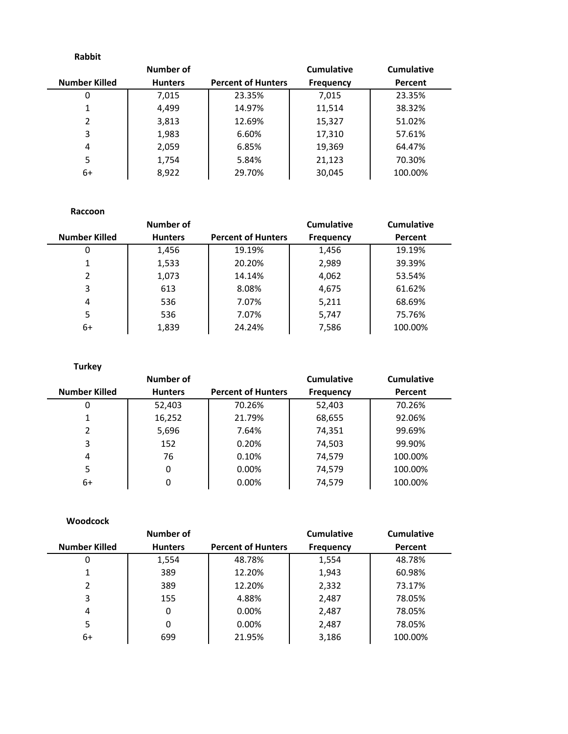**Rabbit**

| Number Killed | Number of Hunters | Percent of Hunters | Cumulative Frequency | Cumulative Percent |
|---|---|---|---|---|
| 0 | 7,015 | 23.35% | 7,015 | 23.35% |
| 1 | 4,499 | 14.97% | 11,514 | 38.32% |
| 2 | 3,813 | 12.69% | 15,327 | 51.02% |
| 3 | 1,983 | 6.60% | 17,310 | 57.61% |
| 4 | 2,059 | 6.85% | 19,369 | 64.47% |
| 5 | 1,754 | 5.84% | 21,123 | 70.30% |
| 6+ | 8,922 | 29.70% | 30,045 | 100.00% |

**Raccoon**

| Number Killed | Number of Hunters | Percent of Hunters | Cumulative Frequency | Cumulative Percent |
|---|---|---|---|---|
| 0 | 1,456 | 19.19% | 1,456 | 19.19% |
| 1 | 1,533 | 20.20% | 2,989 | 39.39% |
| 2 | 1,073 | 14.14% | 4,062 | 53.54% |
| 3 | 613 | 8.08% | 4,675 | 61.62% |
| 4 | 536 | 7.07% | 5,211 | 68.69% |
| 5 | 536 | 7.07% | 5,747 | 75.76% |
| 6+ | 1,839 | 24.24% | 7,586 | 100.00% |

**Turkey**

| Number Killed | Number of Hunters | Percent of Hunters | Cumulative Frequency | Cumulative Percent |
|---|---|---|---|---|
| 0 | 52,403 | 70.26% | 52,403 | 70.26% |
| 1 | 16,252 | 21.79% | 68,655 | 92.06% |
| 2 | 5,696 | 7.64% | 74,351 | 99.69% |
| 3 | 152 | 0.20% | 74,503 | 99.90% |
| 4 | 76 | 0.10% | 74,579 | 100.00% |
| 5 | 0 | 0.00% | 74,579 | 100.00% |
| 6+ | 0 | 0.00% | 74,579 | 100.00% |

**Woodcock**

| Number Killed | Number of Hunters | Percent of Hunters | Cumulative Frequency | Cumulative Percent |
|---|---|---|---|---|
| 0 | 1,554 | 48.78% | 1,554 | 48.78% |
| 1 | 389 | 12.20% | 1,943 | 60.98% |
| 2 | 389 | 12.20% | 2,332 | 73.17% |
| 3 | 155 | 4.88% | 2,487 | 78.05% |
| 4 | 0 | 0.00% | 2,487 | 78.05% |
| 5 | 0 | 0.00% | 2,487 | 78.05% |
| 6+ | 699 | 21.95% | 3,186 | 100.00% |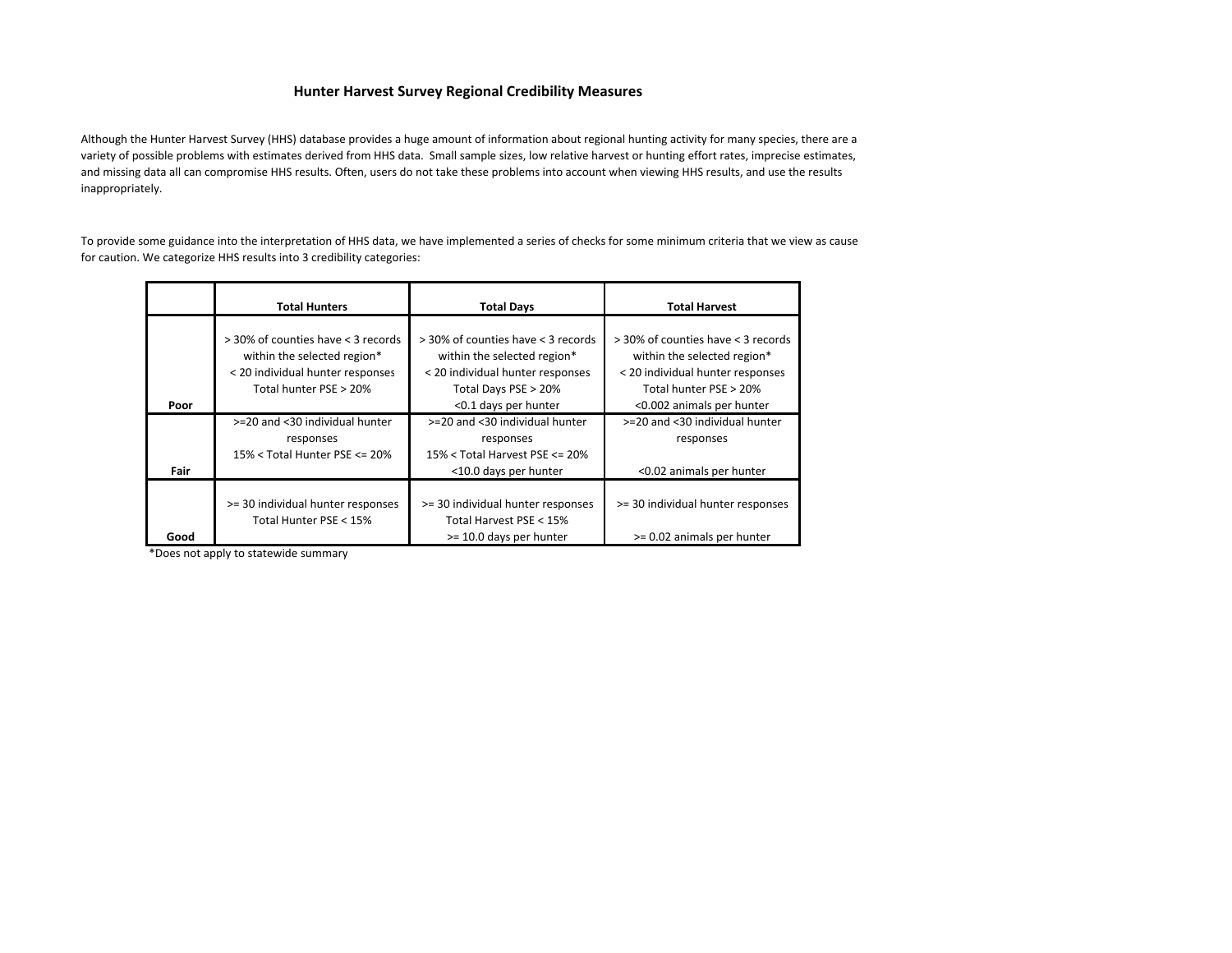## Hunter Harvest Survey Regional Credibility Measures

Although the Hunter Harvest Survey (HHS) database provides a huge amount of information about regional hunting activity for many species, there are a variety of possible problems with estimates derived from HHS data. Small sample sizes, low relative harvest or hunting effort rates, imprecise estimates, and missing data all can compromise HHS results. Often, users do not take these problems into account when viewing HHS results, and use the results inappropriately.

To provide some guidance into the interpretation of HHS data, we have implemented a series of checks for some minimum criteria that we view as cause for caution. We categorize HHS results into 3 credibility categories:

| | Total Hunters | Total Days | Total Harvest |
|---|---|---|---|
| **Poor** | > 30% of counties have < 3 records within the selected region*<br>< 20 individual hunter responses<br>Total hunter PSE > 20% | > 30% of counties have < 3 records within the selected region*<br>< 20 individual hunter responses<br>Total Days PSE > 20%<br><0.1 days per hunter | > 30% of counties have < 3 records within the selected region*<br>< 20 individual hunter responses<br>Total hunter PSE > 20%<br><0.002 animals per hunter |
| **Fair** | >=20 and <30 individual hunter responses<br>15% < Total Hunter PSE <= 20% | >=20 and <30 individual hunter responses<br>15% < Total Harvest PSE <= 20%<br><10.0 days per hunter | >=20 and <30 individual hunter responses<br><0.02 animals per hunter |
| **Good** | >= 30 individual hunter responses<br>Total Hunter PSE < 15% | >= 30 individual hunter responses<br>Total Harvest PSE < 15%<br>>= 10.0 days per hunter | >= 30 individual hunter responses<br>>= 0.02 animals per hunter |

*Does not apply to statewide summary